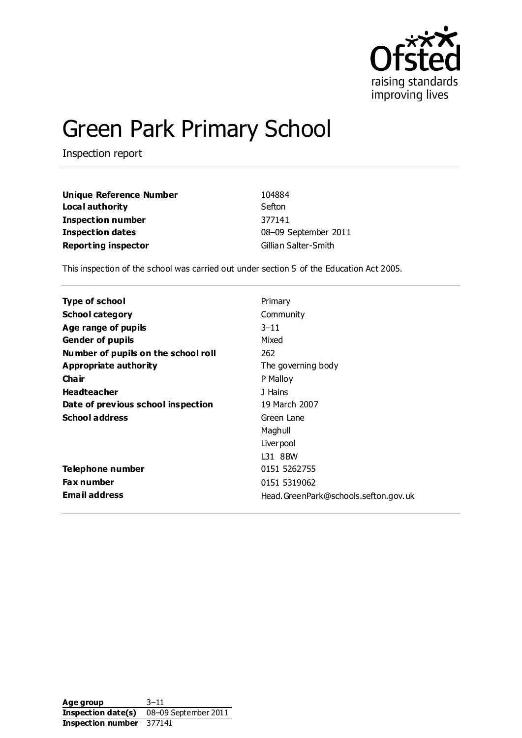# Green Park Primary School

Inspection report

| | |
|---|---|
| **Unique Reference Number** | 104884 |
| **Local authority** | Sefton |
| **Inspection number** | 377141 |
| **Inspection dates** | 08–09 September 2011 |
| **Reporting inspector** | Gillian Salter-Smith |

This inspection of the school was carried out under section 5 of the Education Act 2005.

| | |
|---|---|
| **Type of school** | Primary |
| **School category** | Community |
| **Age range of pupils** | 3–11 |
| **Gender of pupils** | Mixed |
| **Number of pupils on the school roll** | 262 |
| **Appropriate authority** | The governing body |
| **Chair** | P Malloy |
| **Headteacher** | J Hains |
| **Date of previous school inspection** | 19 March 2007 |
| **School address** | Green Lane<br>Maghull<br>Liverpool<br>L31 8BW |
| **Telephone number** | 0151 5262755 |
| **Fax number** | 0151 5319062 |
| **Email address** | Head.GreenPark@schools.sefton.gov.uk |

| | |
|---|---|
| **Age group** | 3–11 |
| **Inspection date(s)** | 08–09 September 2011 |
| **Inspection number** | 377141 |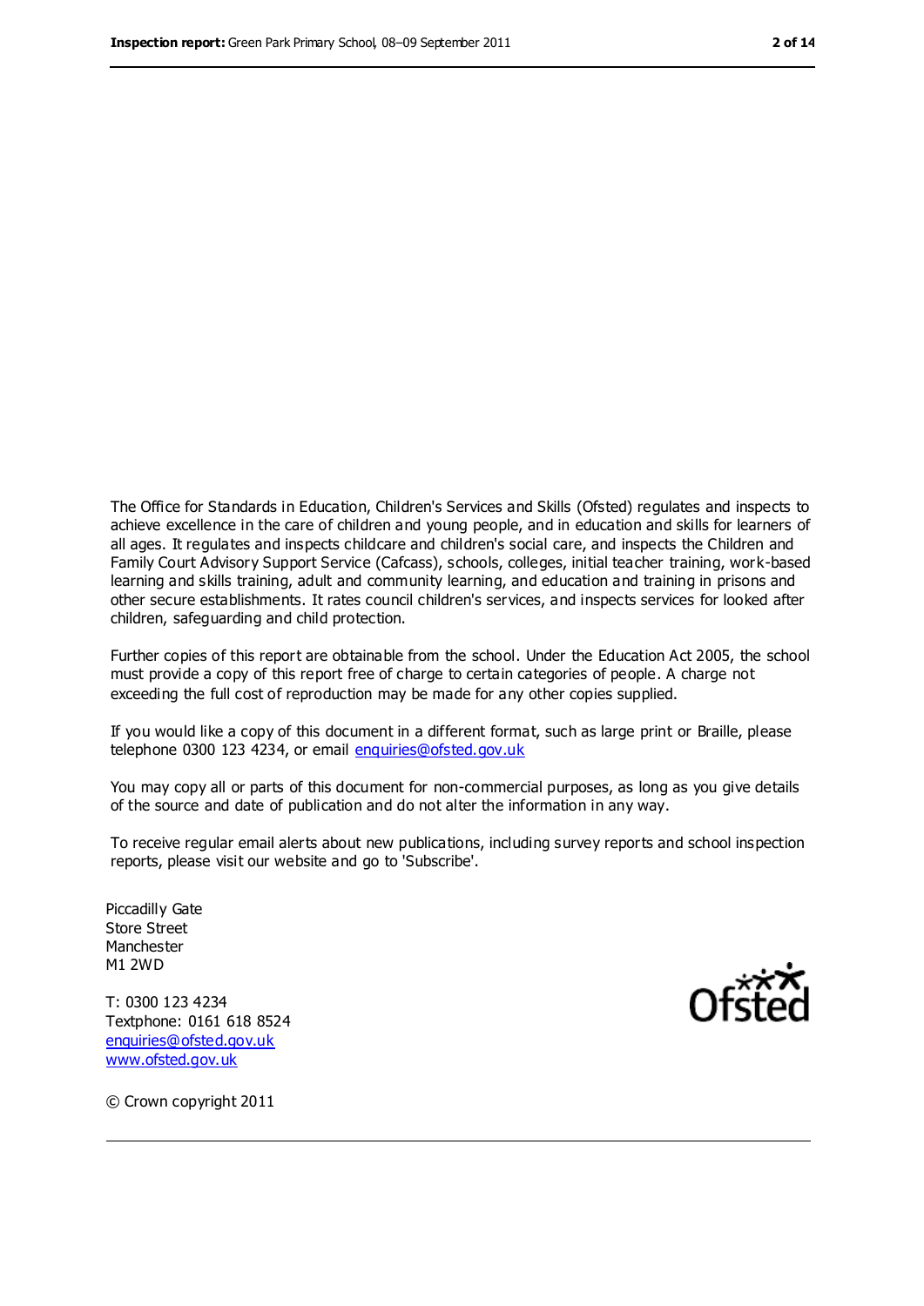The Office for Standards in Education, Children's Services and Skills (Ofsted) regulates and inspects to achieve excellence in the care of children and young people, and in education and skills for learners of all ages. It regulates and inspects childcare and children's social care, and inspects the Children and Family Court Advisory Support Service (Cafcass), schools, colleges, initial teacher training, work-based learning and skills training, adult and community learning, and education and training in prisons and other secure establishments. It rates council children's services, and inspects services for looked after children, safeguarding and child protection.

Further copies of this report are obtainable from the school. Under the Education Act 2005, the school must provide a copy of this report free of charge to certain categories of people. A charge not exceeding the full cost of reproduction may be made for any other copies supplied.

If you would like a copy of this document in a different format, such as large print or Braille, please telephone 0300 123 4234, or email enquiries@ofsted.gov.uk

You may copy all or parts of this document for non-commercial purposes, as long as you give details of the source and date of publication and do not alter the information in any way.

To receive regular email alerts about new publications, including survey reports and school inspection reports, please visit our website and go to 'Subscribe'.

Piccadilly Gate
Store Street
Manchester
M1 2WD

T: 0300 123 4234
Textphone: 0161 618 8524
enquiries@ofsted.gov.uk
www.ofsted.gov.uk

© Crown copyright 2011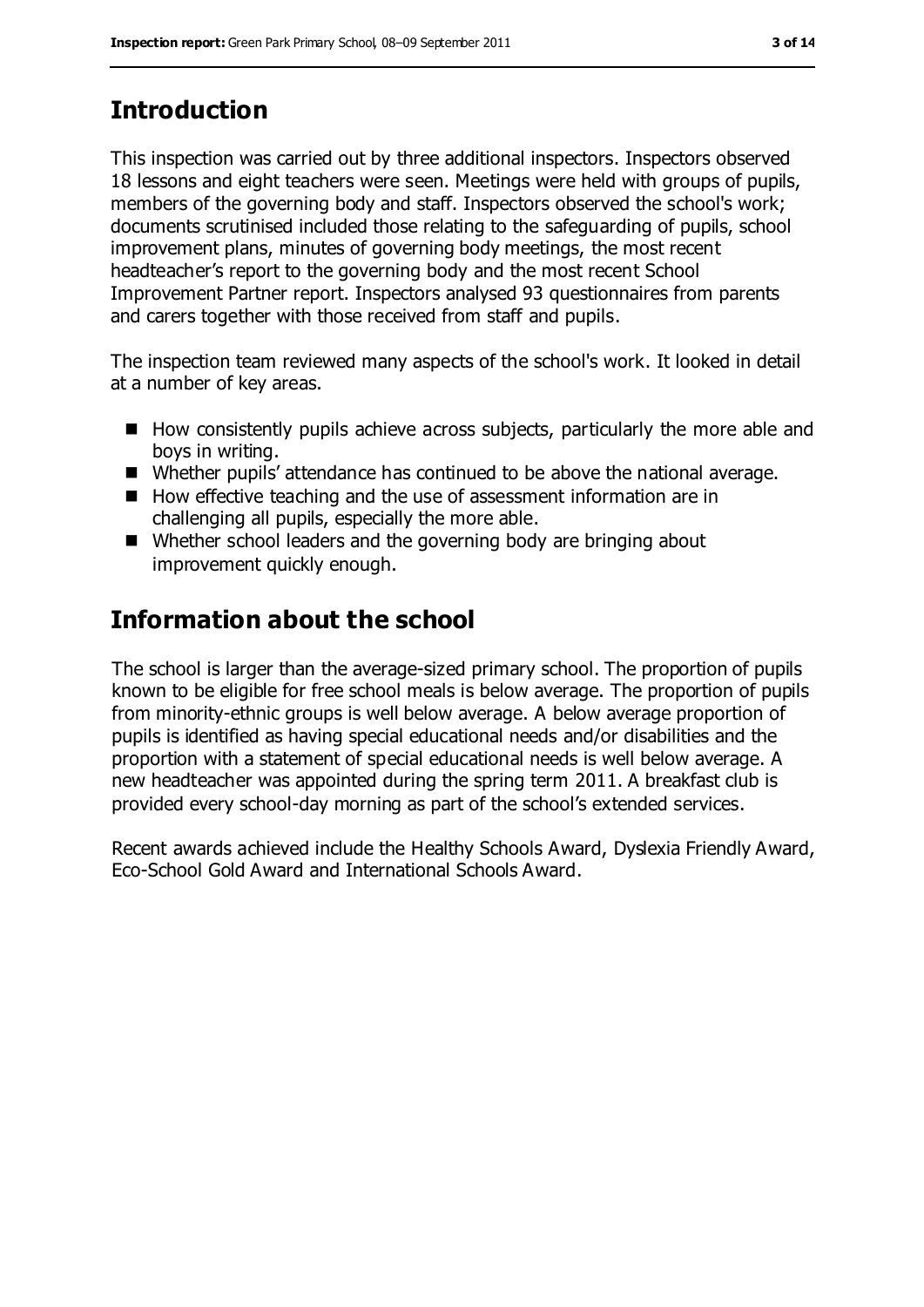## Introduction

This inspection was carried out by three additional inspectors. Inspectors observed 18 lessons and eight teachers were seen. Meetings were held with groups of pupils, members of the governing body and staff. Inspectors observed the school's work; documents scrutinised included those relating to the safeguarding of pupils, school improvement plans, minutes of governing body meetings, the most recent headteacher's report to the governing body and the most recent School Improvement Partner report. Inspectors analysed 93 questionnaires from parents and carers together with those received from staff and pupils.

The inspection team reviewed many aspects of the school's work. It looked in detail at a number of key areas.

- How consistently pupils achieve across subjects, particularly the more able and boys in writing.
- Whether pupils' attendance has continued to be above the national average.
- How effective teaching and the use of assessment information are in challenging all pupils, especially the more able.
- Whether school leaders and the governing body are bringing about improvement quickly enough.

## Information about the school

The school is larger than the average-sized primary school. The proportion of pupils known to be eligible for free school meals is below average. The proportion of pupils from minority-ethnic groups is well below average. A below average proportion of pupils is identified as having special educational needs and/or disabilities and the proportion with a statement of special educational needs is well below average. A new headteacher was appointed during the spring term 2011. A breakfast club is provided every school-day morning as part of the school's extended services.

Recent awards achieved include the Healthy Schools Award, Dyslexia Friendly Award, Eco-School Gold Award and International Schools Award.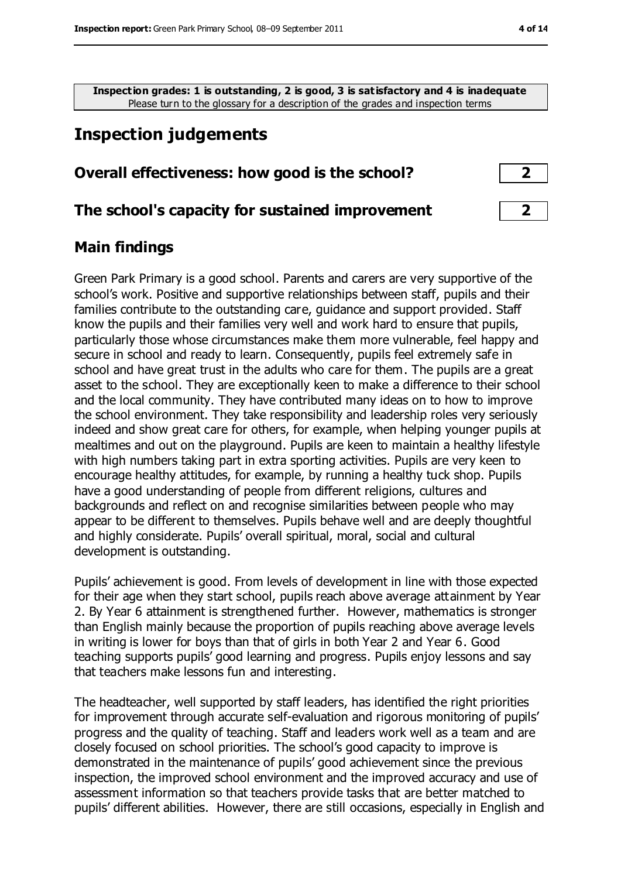**Inspection grades: 1 is outstanding, 2 is good, 3 is satisfactory and 4 is inadequate**
Please turn to the glossary for a description of the grades and inspection terms

# Inspection judgements

| | |
|---|---|
| **Overall effectiveness: how good is the school?** | **2** |
| **The school's capacity for sustained improvement** | **2** |

## Main findings

Green Park Primary is a good school. Parents and carers are very supportive of the school's work. Positive and supportive relationships between staff, pupils and their families contribute to the outstanding care, guidance and support provided. Staff know the pupils and their families very well and work hard to ensure that pupils, particularly those whose circumstances make them more vulnerable, feel happy and secure in school and ready to learn. Consequently, pupils feel extremely safe in school and have great trust in the adults who care for them. The pupils are a great asset to the school. They are exceptionally keen to make a difference to their school and the local community. They have contributed many ideas on to how to improve the school environment. They take responsibility and leadership roles very seriously indeed and show great care for others, for example, when helping younger pupils at mealtimes and out on the playground. Pupils are keen to maintain a healthy lifestyle with high numbers taking part in extra sporting activities. Pupils are very keen to encourage healthy attitudes, for example, by running a healthy tuck shop. Pupils have a good understanding of people from different religions, cultures and backgrounds and reflect on and recognise similarities between people who may appear to be different to themselves. Pupils behave well and are deeply thoughtful and highly considerate. Pupils' overall spiritual, moral, social and cultural development is outstanding.

Pupils' achievement is good. From levels of development in line with those expected for their age when they start school, pupils reach above average attainment by Year 2. By Year 6 attainment is strengthened further. However, mathematics is stronger than English mainly because the proportion of pupils reaching above average levels in writing is lower for boys than that of girls in both Year 2 and Year 6. Good teaching supports pupils' good learning and progress. Pupils enjoy lessons and say that teachers make lessons fun and interesting.

The headteacher, well supported by staff leaders, has identified the right priorities for improvement through accurate self-evaluation and rigorous monitoring of pupils' progress and the quality of teaching. Staff and leaders work well as a team and are closely focused on school priorities. The school's good capacity to improve is demonstrated in the maintenance of pupils' good achievement since the previous inspection, the improved school environment and the improved accuracy and use of assessment information so that teachers provide tasks that are better matched to pupils' different abilities. However, there are still occasions, especially in English and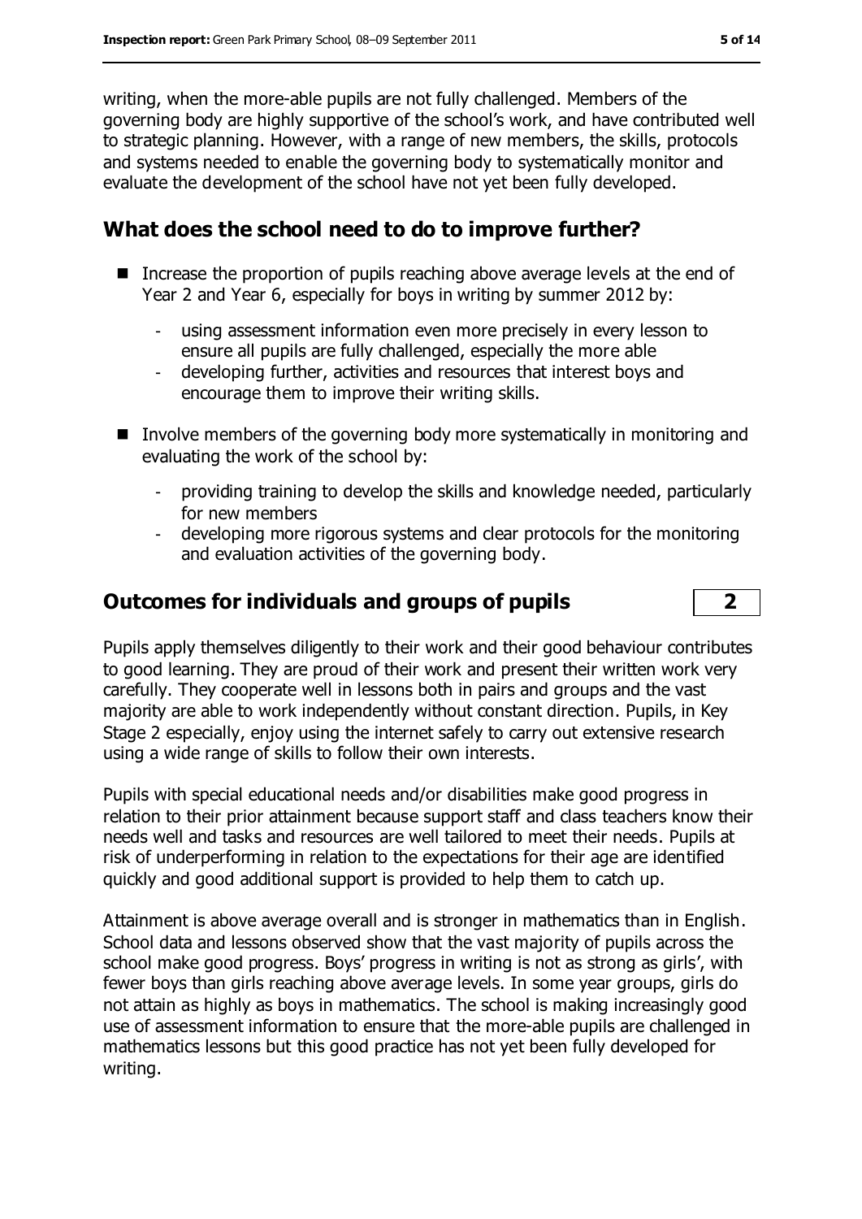writing, when the more-able pupils are not fully challenged. Members of the governing body are highly supportive of the school's work, and have contributed well to strategic planning. However, with a range of new members, the skills, protocols and systems needed to enable the governing body to systematically monitor and evaluate the development of the school have not yet been fully developed.

## What does the school need to do to improve further?

- Increase the proportion of pupils reaching above average levels at the end of Year 2 and Year 6, especially for boys in writing by summer 2012 by:
  - using assessment information even more precisely in every lesson to ensure all pupils are fully challenged, especially the more able
  - developing further, activities and resources that interest boys and encourage them to improve their writing skills.
- Involve members of the governing body more systematically in monitoring and evaluating the work of the school by:
  - providing training to develop the skills and knowledge needed, particularly for new members
  - developing more rigorous systems and clear protocols for the monitoring and evaluation activities of the governing body.

## Outcomes for individuals and groups of pupils **2**

Pupils apply themselves diligently to their work and their good behaviour contributes to good learning. They are proud of their work and present their written work very carefully. They cooperate well in lessons both in pairs and groups and the vast majority are able to work independently without constant direction. Pupils, in Key Stage 2 especially, enjoy using the internet safely to carry out extensive research using a wide range of skills to follow their own interests.

Pupils with special educational needs and/or disabilities make good progress in relation to their prior attainment because support staff and class teachers know their needs well and tasks and resources are well tailored to meet their needs. Pupils at risk of underperforming in relation to the expectations for their age are identified quickly and good additional support is provided to help them to catch up.

Attainment is above average overall and is stronger in mathematics than in English. School data and lessons observed show that the vast majority of pupils across the school make good progress. Boys' progress in writing is not as strong as girls', with fewer boys than girls reaching above average levels. In some year groups, girls do not attain as highly as boys in mathematics. The school is making increasingly good use of assessment information to ensure that the more-able pupils are challenged in mathematics lessons but this good practice has not yet been fully developed for writing.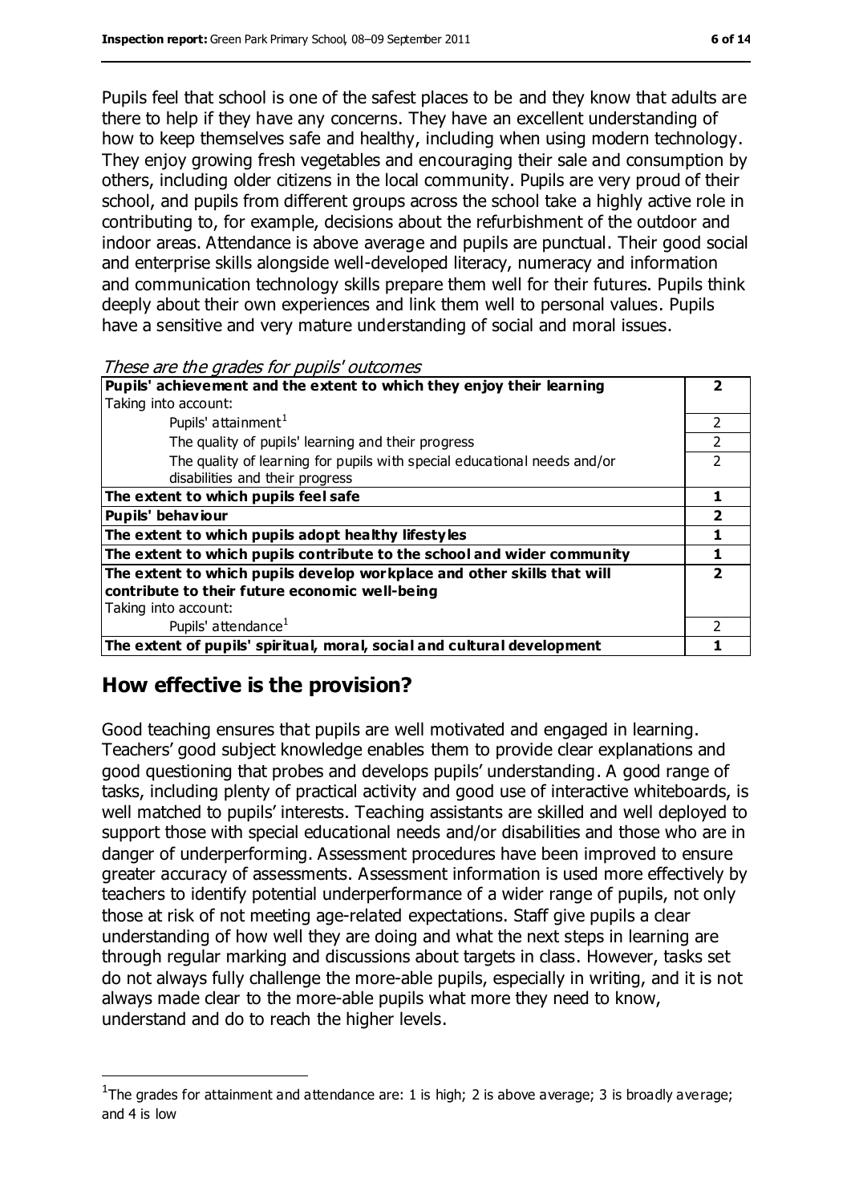Pupils feel that school is one of the safest places to be and they know that adults are there to help if they have any concerns. They have an excellent understanding of how to keep themselves safe and healthy, including when using modern technology. They enjoy growing fresh vegetables and encouraging their sale and consumption by others, including older citizens in the local community. Pupils are very proud of their school, and pupils from different groups across the school take a highly active role in contributing to, for example, decisions about the refurbishment of the outdoor and indoor areas. Attendance is above average and pupils are punctual. Their good social and enterprise skills alongside well-developed literacy, numeracy and information and communication technology skills prepare them well for their futures. Pupils think deeply about their own experiences and link them well to personal values. Pupils have a sensitive and very mature understanding of social and moral issues.

*These are the grades for pupils' outcomes*

| | |
|---|---|
| **Pupils' achievement and the extent to which they enjoy their learning** | **2** |
| Taking into account: | |
| Pupils' attainment[1] | 2 |
| The quality of pupils' learning and their progress | 2 |
| The quality of learning for pupils with special educational needs and/or disabilities and their progress | 2 |
| **The extent to which pupils feel safe** | **1** |
| **Pupils' behaviour** | **2** |
| **The extent to which pupils adopt healthy lifestyles** | **1** |
| **The extent to which pupils contribute to the school and wider community** | **1** |
| **The extent to which pupils develop workplace and other skills that will contribute to their future economic well-being** | **2** |
| Taking into account: | |
| Pupils' attendance[1] | 2 |
| **The extent of pupils' spiritual, moral, social and cultural development** | **1** |

## How effective is the provision?

Good teaching ensures that pupils are well motivated and engaged in learning. Teachers' good subject knowledge enables them to provide clear explanations and good questioning that probes and develops pupils' understanding. A good range of tasks, including plenty of practical activity and good use of interactive whiteboards, is well matched to pupils' interests. Teaching assistants are skilled and well deployed to support those with special educational needs and/or disabilities and those who are in danger of underperforming. Assessment procedures have been improved to ensure greater accuracy of assessments. Assessment information is used more effectively by teachers to identify potential underperformance of a wider range of pupils, not only those at risk of not meeting age-related expectations. Staff give pupils a clear understanding of how well they are doing and what the next steps in learning are through regular marking and discussions about targets in class. However, tasks set do not always fully challenge the more-able pupils, especially in writing, and it is not always made clear to the more-able pupils what more they need to know, understand and do to reach the higher levels.

[1] The grades for attainment and attendance are: 1 is high; 2 is above average; 3 is broadly average; and 4 is low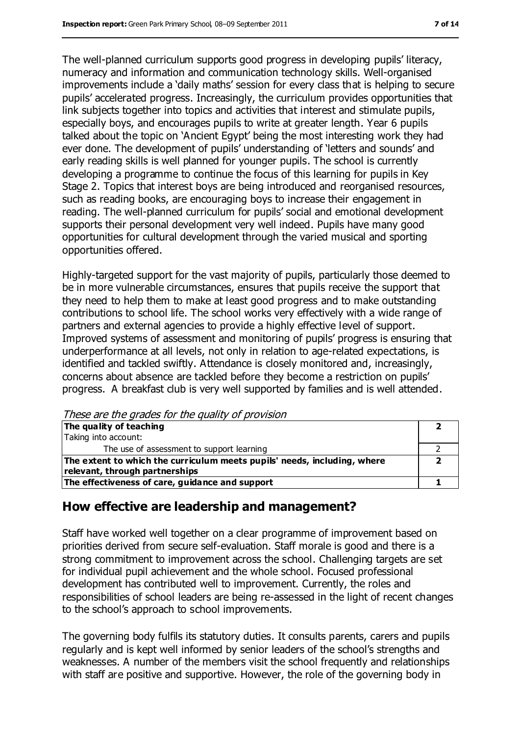The well-planned curriculum supports good progress in developing pupils' literacy, numeracy and information and communication technology skills. Well-organised improvements include a 'daily maths' session for every class that is helping to secure pupils' accelerated progress. Increasingly, the curriculum provides opportunities that link subjects together into topics and activities that interest and stimulate pupils, especially boys, and encourages pupils to write at greater length. Year 6 pupils talked about the topic on 'Ancient Egypt' being the most interesting work they had ever done. The development of pupils' understanding of 'letters and sounds' and early reading skills is well planned for younger pupils. The school is currently developing a programme to continue the focus of this learning for pupils in Key Stage 2. Topics that interest boys are being introduced and reorganised resources, such as reading books, are encouraging boys to increase their engagement in reading. The well-planned curriculum for pupils' social and emotional development supports their personal development very well indeed. Pupils have many good opportunities for cultural development through the varied musical and sporting opportunities offered.

Highly-targeted support for the vast majority of pupils, particularly those deemed to be in more vulnerable circumstances, ensures that pupils receive the support that they need to help them to make at least good progress and to make outstanding contributions to school life. The school works very effectively with a wide range of partners and external agencies to provide a highly effective level of support. Improved systems of assessment and monitoring of pupils' progress is ensuring that underperformance at all levels, not only in relation to age-related expectations, is identified and tackled swiftly. Attendance is closely monitored and, increasingly, concerns about absence are tackled before they become a restriction on pupils' progress. A breakfast club is very well supported by families and is well attended.

*These are the grades for the quality of provision*

| | |
|---|---|
| **The quality of teaching** | **2** |
| Taking into account: | |
| The use of assessment to support learning | 2 |
| **The extent to which the curriculum meets pupils' needs, including, where relevant, through partnerships** | **2** |
| **The effectiveness of care, guidance and support** | **1** |

## How effective are leadership and management?

Staff have worked well together on a clear programme of improvement based on priorities derived from secure self-evaluation. Staff morale is good and there is a strong commitment to improvement across the school. Challenging targets are set for individual pupil achievement and the whole school. Focused professional development has contributed well to improvement. Currently, the roles and responsibilities of school leaders are being re-assessed in the light of recent changes to the school's approach to school improvements.

The governing body fulfils its statutory duties. It consults parents, carers and pupils regularly and is kept well informed by senior leaders of the school's strengths and weaknesses. A number of the members visit the school frequently and relationships with staff are positive and supportive. However, the role of the governing body in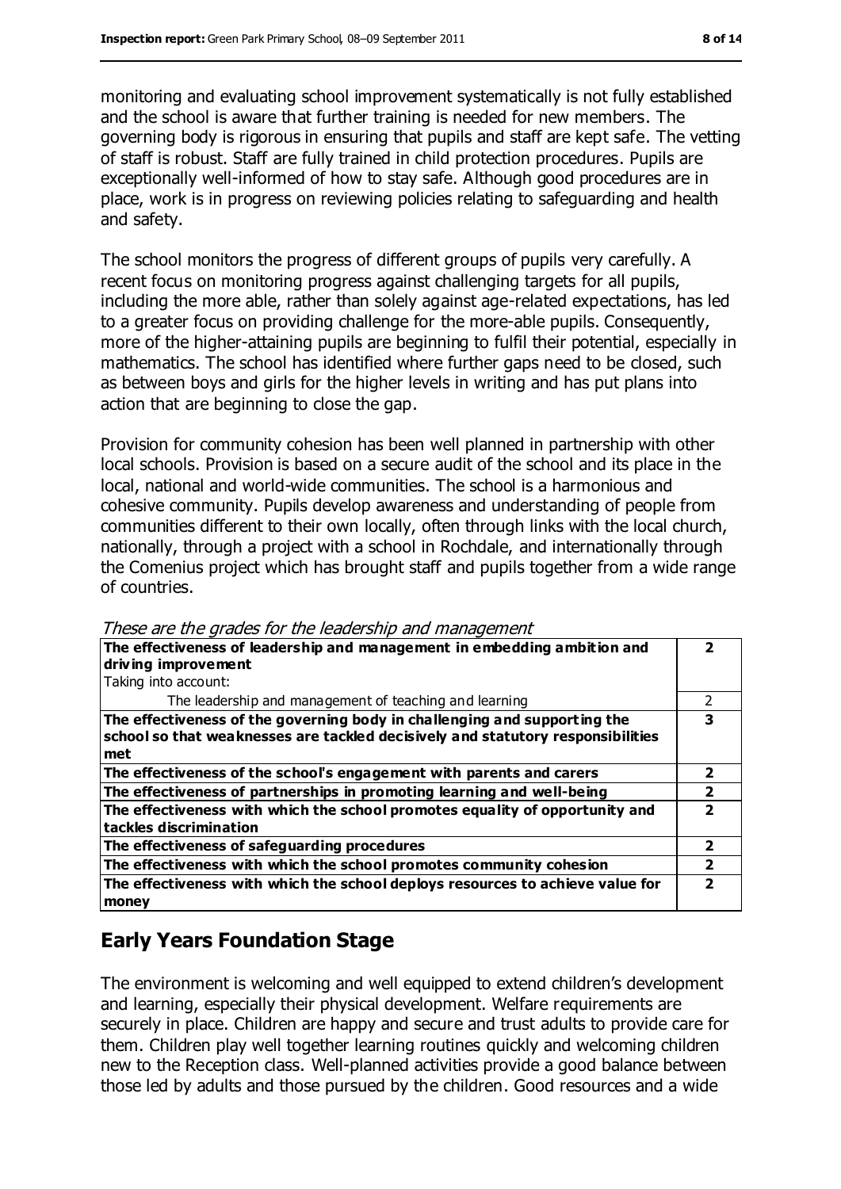monitoring and evaluating school improvement systematically is not fully established and the school is aware that further training is needed for new members. The governing body is rigorous in ensuring that pupils and staff are kept safe. The vetting of staff is robust. Staff are fully trained in child protection procedures. Pupils are exceptionally well-informed of how to stay safe. Although good procedures are in place, work is in progress on reviewing policies relating to safeguarding and health and safety.

The school monitors the progress of different groups of pupils very carefully. A recent focus on monitoring progress against challenging targets for all pupils, including the more able, rather than solely against age-related expectations, has led to a greater focus on providing challenge for the more-able pupils. Consequently, more of the higher-attaining pupils are beginning to fulfil their potential, especially in mathematics. The school has identified where further gaps need to be closed, such as between boys and girls for the higher levels in writing and has put plans into action that are beginning to close the gap.

Provision for community cohesion has been well planned in partnership with other local schools. Provision is based on a secure audit of the school and its place in the local, national and world-wide communities. The school is a harmonious and cohesive community. Pupils develop awareness and understanding of people from communities different to their own locally, often through links with the local church, nationally, through a project with a school in Rochdale, and internationally through the Comenius project which has brought staff and pupils together from a wide range of countries.

*These are the grades for the leadership and management*

| | |
|---|---|
| **The effectiveness of leadership and management in embedding ambition and driving improvement** | **2** |
| Taking into account: | |
| The leadership and management of teaching and learning | 2 |
| **The effectiveness of the governing body in challenging and supporting the school so that weaknesses are tackled decisively and statutory responsibilities met** | **3** |
| **The effectiveness of the school's engagement with parents and carers** | **2** |
| **The effectiveness of partnerships in promoting learning and well-being** | **2** |
| **The effectiveness with which the school promotes equality of opportunity and tackles discrimination** | **2** |
| **The effectiveness of safeguarding procedures** | **2** |
| **The effectiveness with which the school promotes community cohesion** | **2** |
| **The effectiveness with which the school deploys resources to achieve value for money** | **2** |

## Early Years Foundation Stage

The environment is welcoming and well equipped to extend children's development and learning, especially their physical development. Welfare requirements are securely in place. Children are happy and secure and trust adults to provide care for them. Children play well together learning routines quickly and welcoming children new to the Reception class. Well-planned activities provide a good balance between those led by adults and those pursued by the children. Good resources and a wide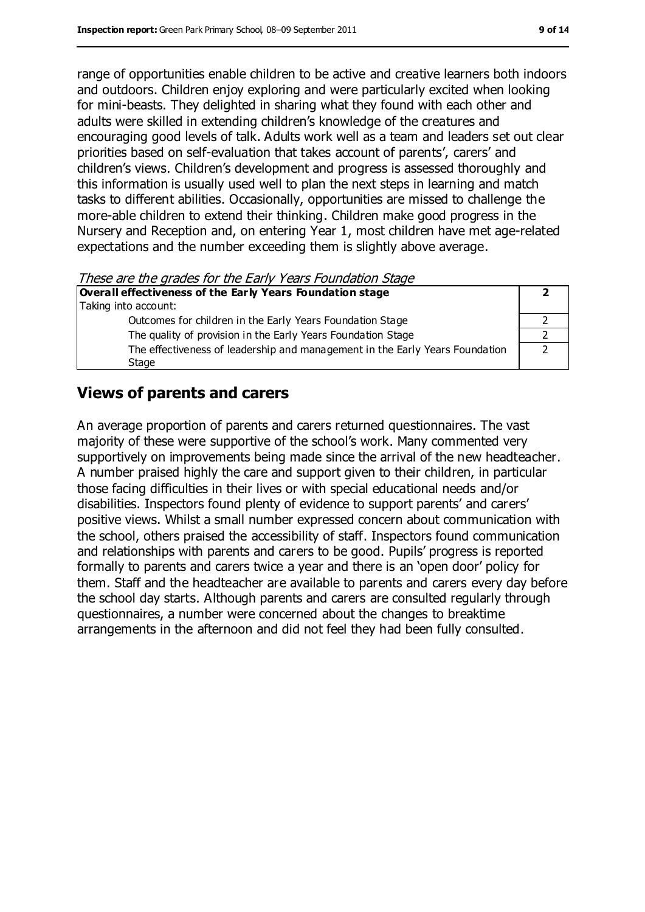range of opportunities enable children to be active and creative learners both indoors and outdoors. Children enjoy exploring and were particularly excited when looking for mini-beasts. They delighted in sharing what they found with each other and adults were skilled in extending children's knowledge of the creatures and encouraging good levels of talk. Adults work well as a team and leaders set out clear priorities based on self-evaluation that takes account of parents', carers' and children's views. Children's development and progress is assessed thoroughly and this information is usually used well to plan the next steps in learning and match tasks to different abilities. Occasionally, opportunities are missed to challenge the more-able children to extend their thinking. Children make good progress in the Nursery and Reception and, on entering Year 1, most children have met age-related expectations and the number exceeding them is slightly above average.

*These are the grades for the Early Years Foundation Stage*

| **Overall effectiveness of the Early Years Foundation stage** | **2** |
|---|---|
| Taking into account: | |
| Outcomes for children in the Early Years Foundation Stage | 2 |
| The quality of provision in the Early Years Foundation Stage | 2 |
| The effectiveness of leadership and management in the Early Years Foundation Stage | 2 |

## Views of parents and carers

An average proportion of parents and carers returned questionnaires. The vast majority of these were supportive of the school's work. Many commented very supportively on improvements being made since the arrival of the new headteacher. A number praised highly the care and support given to their children, in particular those facing difficulties in their lives or with special educational needs and/or disabilities. Inspectors found plenty of evidence to support parents' and carers' positive views. Whilst a small number expressed concern about communication with the school, others praised the accessibility of staff. Inspectors found communication and relationships with parents and carers to be good. Pupils' progress is reported formally to parents and carers twice a year and there is an 'open door' policy for them. Staff and the headteacher are available to parents and carers every day before the school day starts. Although parents and carers are consulted regularly through questionnaires, a number were concerned about the changes to breaktime arrangements in the afternoon and did not feel they had been fully consulted.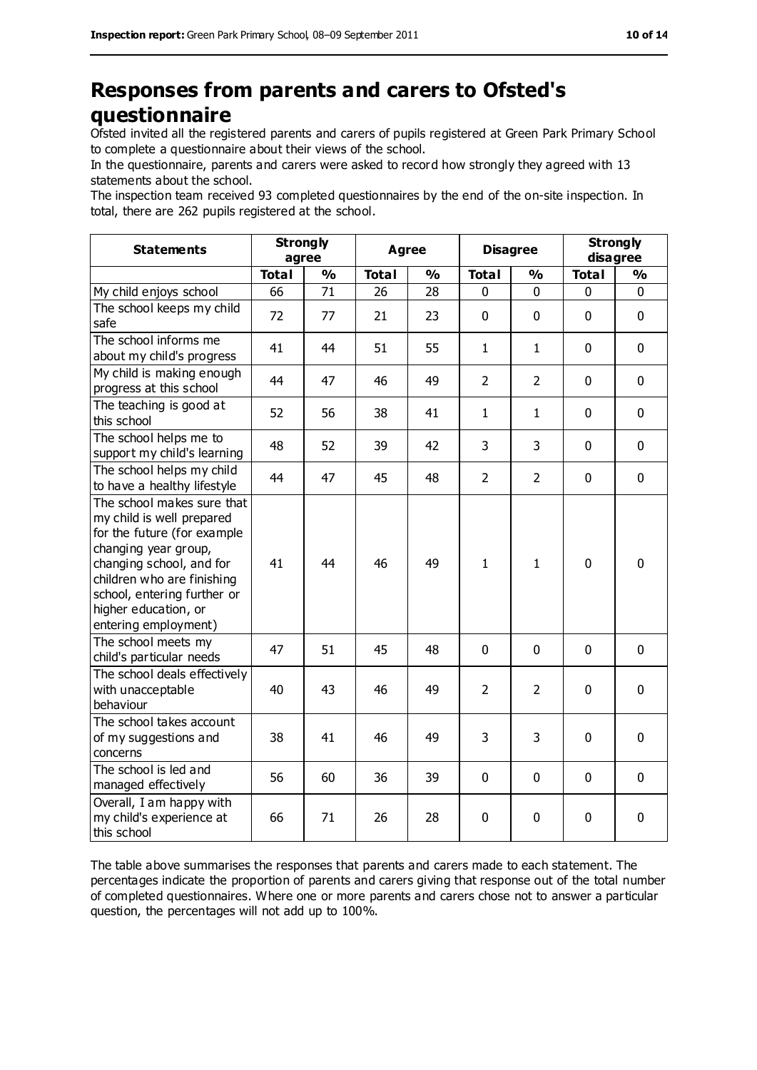# Responses from parents and carers to Ofsted's questionnaire

Ofsted invited all the registered parents and carers of pupils registered at Green Park Primary School to complete a questionnaire about their views of the school.

In the questionnaire, parents and carers were asked to record how strongly they agreed with 13 statements about the school.

The inspection team received 93 completed questionnaires by the end of the on-site inspection. In total, there are 262 pupils registered at the school.

| Statements | Strongly agree | | Agree | | Disagree | | Strongly disagree | |
|---|---|---|---|---|---|---|---|---|
| | Total | % | Total | % | Total | % | Total | % |
| My child enjoys school | 66 | 71 | 26 | 28 | 0 | 0 | 0 | 0 |
| The school keeps my child safe | 72 | 77 | 21 | 23 | 0 | 0 | 0 | 0 |
| The school informs me about my child's progress | 41 | 44 | 51 | 55 | 1 | 1 | 0 | 0 |
| My child is making enough progress at this school | 44 | 47 | 46 | 49 | 2 | 2 | 0 | 0 |
| The teaching is good at this school | 52 | 56 | 38 | 41 | 1 | 1 | 0 | 0 |
| The school helps me to support my child's learning | 48 | 52 | 39 | 42 | 3 | 3 | 0 | 0 |
| The school helps my child to have a healthy lifestyle | 44 | 47 | 45 | 48 | 2 | 2 | 0 | 0 |
| The school makes sure that my child is well prepared for the future (for example changing year group, changing school, and for children who are finishing school, entering further or higher education, or entering employment) | 41 | 44 | 46 | 49 | 1 | 1 | 0 | 0 |
| The school meets my child's particular needs | 47 | 51 | 45 | 48 | 0 | 0 | 0 | 0 |
| The school deals effectively with unacceptable behaviour | 40 | 43 | 46 | 49 | 2 | 2 | 0 | 0 |
| The school takes account of my suggestions and concerns | 38 | 41 | 46 | 49 | 3 | 3 | 0 | 0 |
| The school is led and managed effectively | 56 | 60 | 36 | 39 | 0 | 0 | 0 | 0 |
| Overall, I am happy with my child's experience at this school | 66 | 71 | 26 | 28 | 0 | 0 | 0 | 0 |

The table above summarises the responses that parents and carers made to each statement. The percentages indicate the proportion of parents and carers giving that response out of the total number of completed questionnaires. Where one or more parents and carers chose not to answer a particular question, the percentages will not add up to 100%.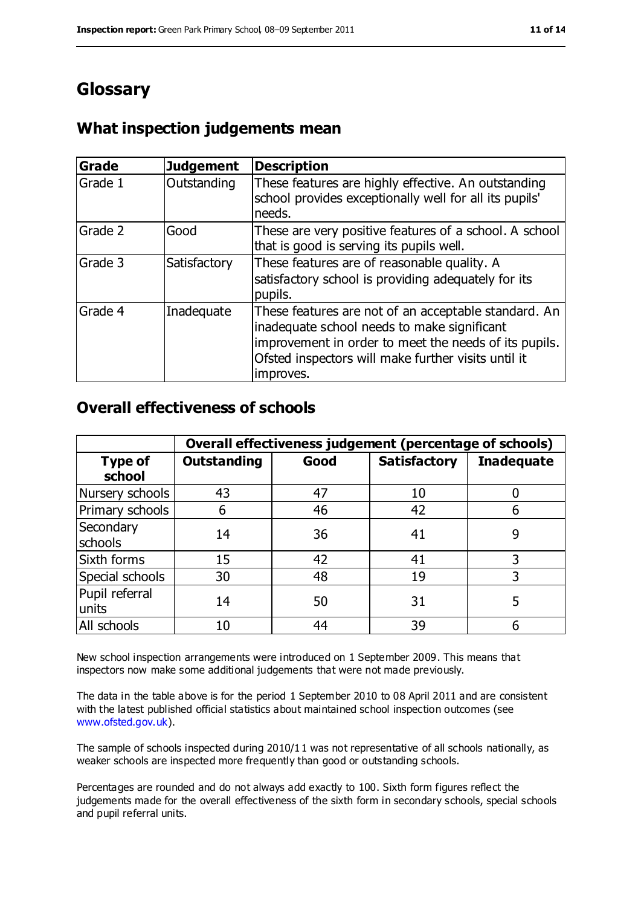# Glossary

## What inspection judgements mean

| Grade | Judgement | Description |
|---|---|---|
| Grade 1 | Outstanding | These features are highly effective. An outstanding school provides exceptionally well for all its pupils' needs. |
| Grade 2 | Good | These are very positive features of a school. A school that is good is serving its pupils well. |
| Grade 3 | Satisfactory | These features are of reasonable quality. A satisfactory school is providing adequately for its pupils. |
| Grade 4 | Inadequate | These features are not of an acceptable standard. An inadequate school needs to make significant improvement in order to meet the needs of its pupils. Ofsted inspectors will make further visits until it improves. |

## Overall effectiveness of schools

| | Overall effectiveness judgement (percentage of schools) | | | |
|---|---|---|---|---|
| **Type of school** | **Outstanding** | **Good** | **Satisfactory** | **Inadequate** |
| Nursery schools | 43 | 47 | 10 | 0 |
| Primary schools | 6 | 46 | 42 | 6 |
| Secondary schools | 14 | 36 | 41 | 9 |
| Sixth forms | 15 | 42 | 41 | 3 |
| Special schools | 30 | 48 | 19 | 3 |
| Pupil referral units | 14 | 50 | 31 | 5 |
| All schools | 10 | 44 | 39 | 6 |

New school inspection arrangements were introduced on 1 September 2009. This means that inspectors now make some additional judgements that were not made previously.

The data in the table above is for the period 1 September 2010 to 08 April 2011 and are consistent with the latest published official statistics about maintained school inspection outcomes (see www.ofsted.gov.uk).

The sample of schools inspected during 2010/11 was not representative of all schools nationally, as weaker schools are inspected more frequently than good or outstanding schools.

Percentages are rounded and do not always add exactly to 100. Sixth form figures reflect the judgements made for the overall effectiveness of the sixth form in secondary schools, special schools and pupil referral units.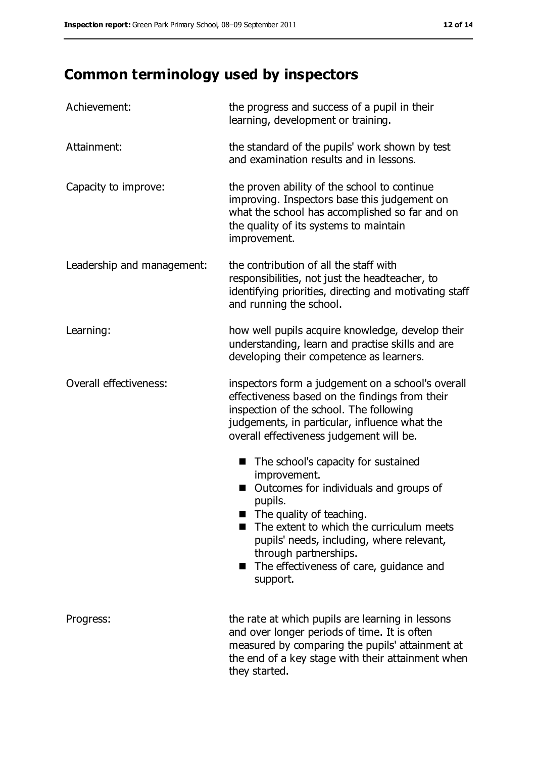## Common terminology used by inspectors

**Achievement:** the progress and success of a pupil in their learning, development or training.

**Attainment:** the standard of the pupils' work shown by test and examination results and in lessons.

**Capacity to improve:** the proven ability of the school to continue improving. Inspectors base this judgement on what the school has accomplished so far and on the quality of its systems to maintain improvement.

**Leadership and management:** the contribution of all the staff with responsibilities, not just the headteacher, to identifying priorities, directing and motivating staff and running the school.

**Learning:** how well pupils acquire knowledge, develop their understanding, learn and practise skills and are developing their competence as learners.

**Overall effectiveness:** inspectors form a judgement on a school's overall effectiveness based on the findings from their inspection of the school. The following judgements, in particular, influence what the overall effectiveness judgement will be.

- The school's capacity for sustained improvement.
- Outcomes for individuals and groups of pupils.
- The quality of teaching.
- The extent to which the curriculum meets pupils' needs, including, where relevant, through partnerships.
- The effectiveness of care, guidance and support.

**Progress:** the rate at which pupils are learning in lessons and over longer periods of time. It is often measured by comparing the pupils' attainment at the end of a key stage with their attainment when they started.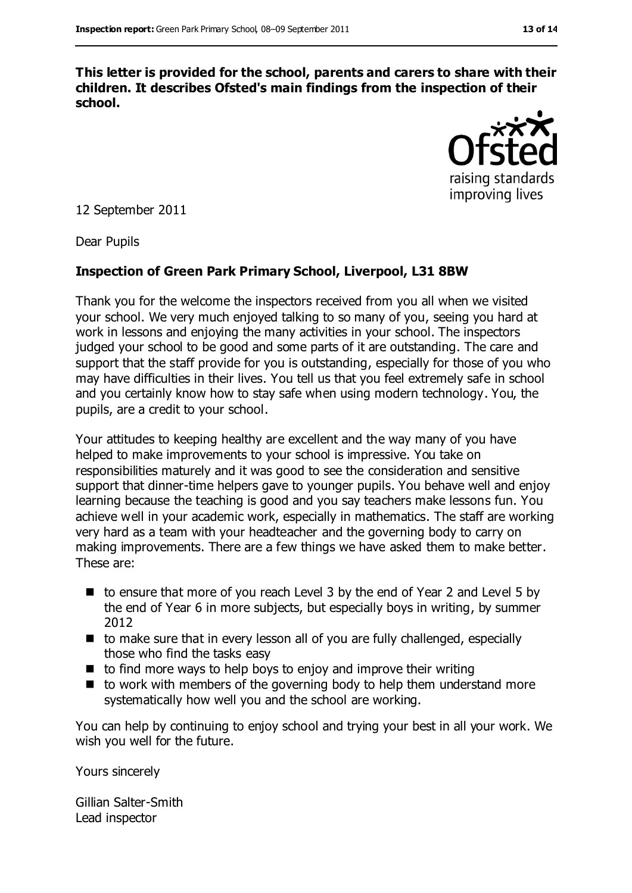**This letter is provided for the school, parents and carers to share with their children. It describes Ofsted's main findings from the inspection of their school.**

12 September 2011

Dear Pupils

**Inspection of Green Park Primary School, Liverpool, L31 8BW**

Thank you for the welcome the inspectors received from you all when we visited your school. We very much enjoyed talking to so many of you, seeing you hard at work in lessons and enjoying the many activities in your school. The inspectors judged your school to be good and some parts of it are outstanding. The care and support that the staff provide for you is outstanding, especially for those of you who may have difficulties in their lives. You tell us that you feel extremely safe in school and you certainly know how to stay safe when using modern technology. You, the pupils, are a credit to your school.

Your attitudes to keeping healthy are excellent and the way many of you have helped to make improvements to your school is impressive. You take on responsibilities maturely and it was good to see the consideration and sensitive support that dinner-time helpers gave to younger pupils. You behave well and enjoy learning because the teaching is good and you say teachers make lessons fun. You achieve well in your academic work, especially in mathematics. The staff are working very hard as a team with your headteacher and the governing body to carry on making improvements. There are a few things we have asked them to make better. These are:

- to ensure that more of you reach Level 3 by the end of Year 2 and Level 5 by the end of Year 6 in more subjects, but especially boys in writing, by summer 2012
- to make sure that in every lesson all of you are fully challenged, especially those who find the tasks easy
- to find more ways to help boys to enjoy and improve their writing
- to work with members of the governing body to help them understand more systematically how well you and the school are working.

You can help by continuing to enjoy school and trying your best in all your work. We wish you well for the future.

Yours sincerely

Gillian Salter-Smith
Lead inspector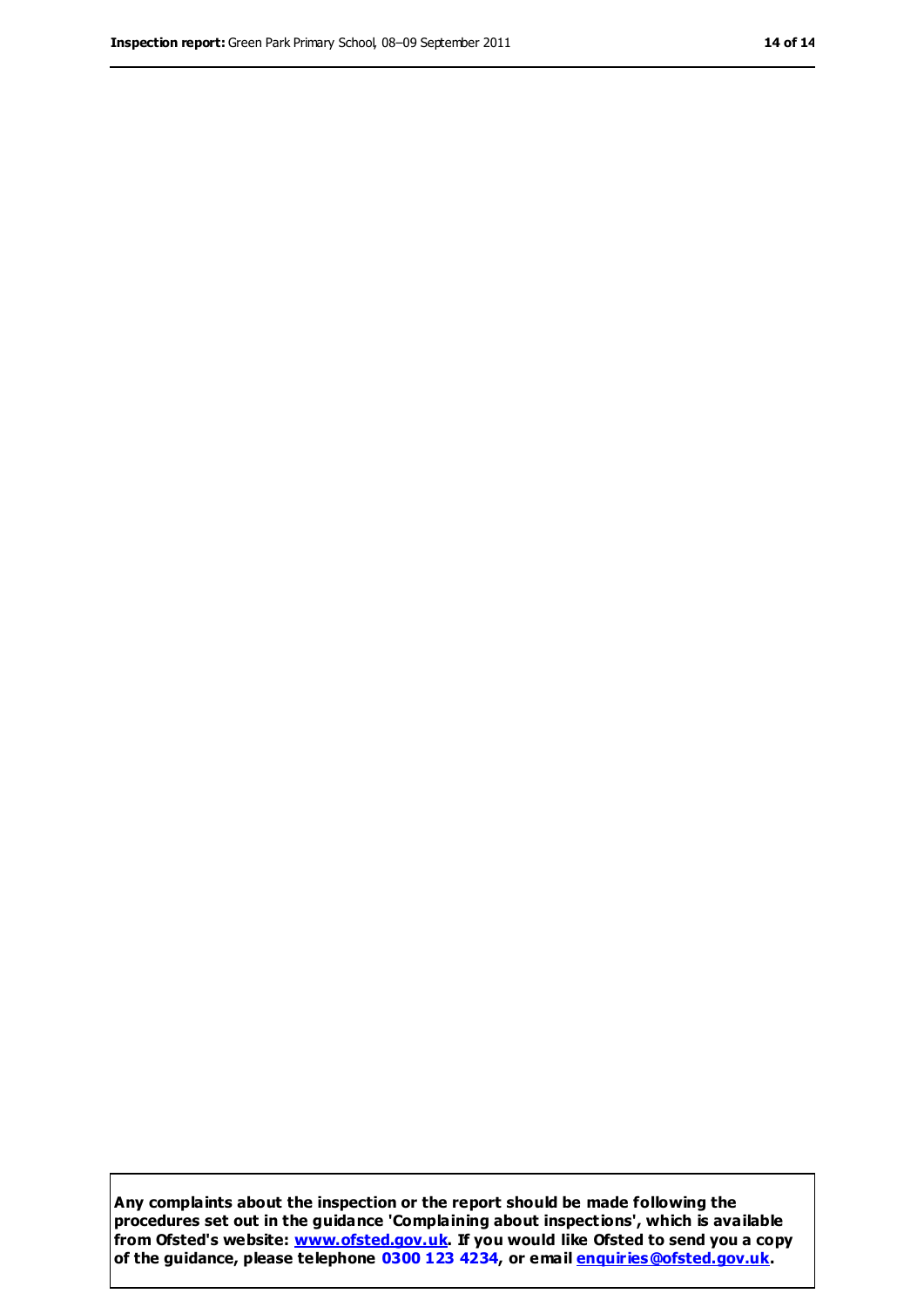**Any complaints about the inspection or the report should be made following the procedures set out in the guidance 'Complaining about inspections', which is available from Ofsted's website: www.ofsted.gov.uk. If you would like Ofsted to send you a copy of the guidance, please telephone 0300 123 4234, or email enquiries@ofsted.gov.uk.**